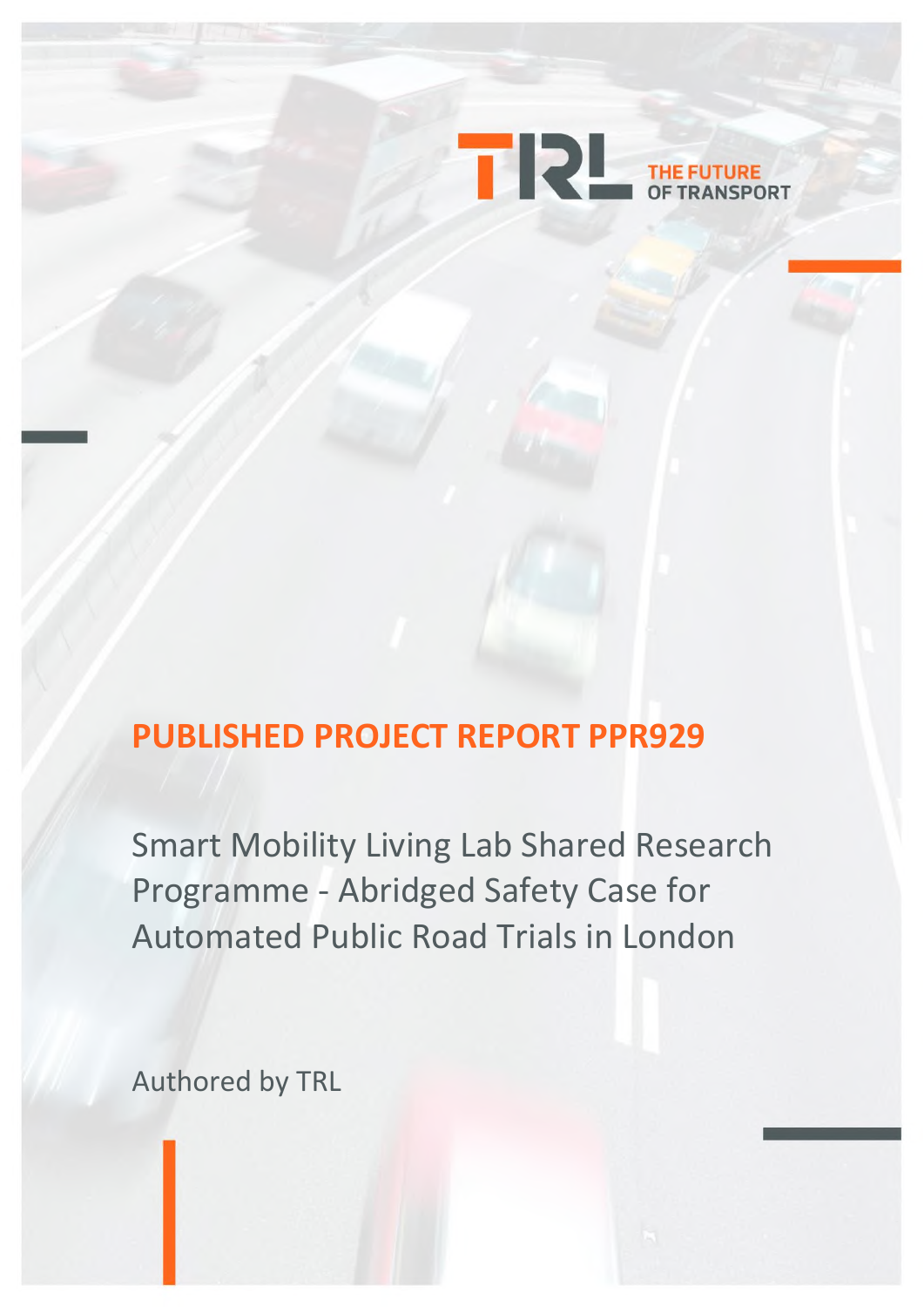TRL THE FUTURE OF TRANSPORT

# PUBLISHED PROJECT REPORT PPR929

## Smart Mobility Living Lab Shared Research Programme - Abridged Safety Case for Automated Public Road Trials in London

Authored by TRL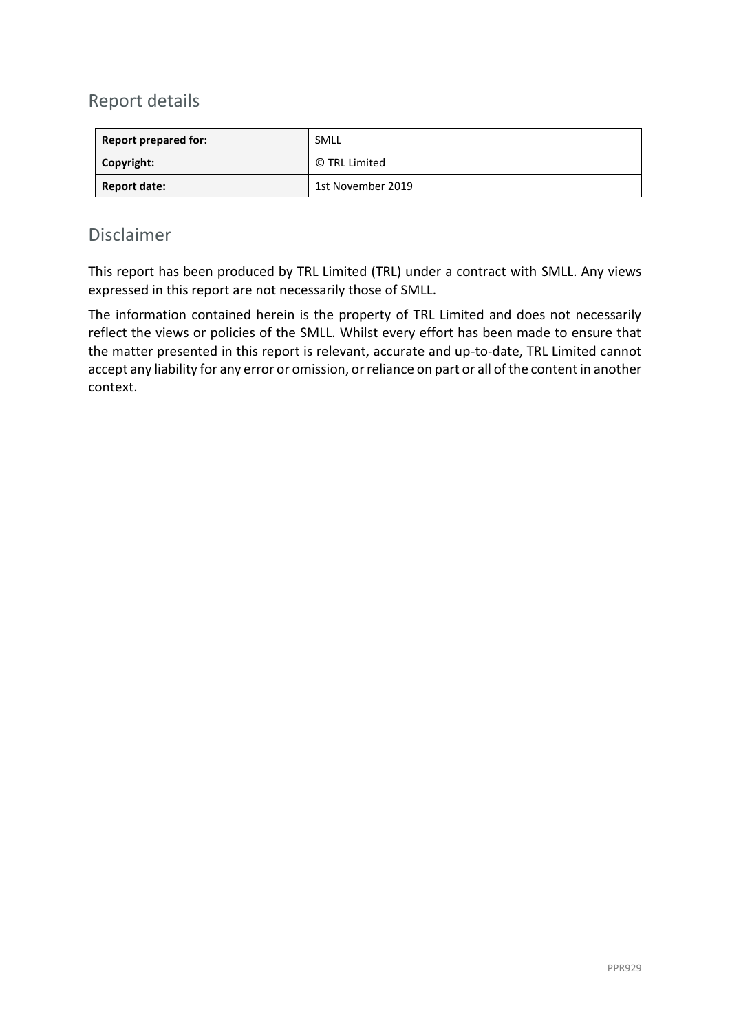## Report details

| Report prepared for: | SMLL |
| --- | --- |
| Copyright: | © TRL Limited |
| Report date: | 1st November 2019 |

## Disclaimer

This report has been produced by TRL Limited (TRL) under a contract with SMLL. Any views expressed in this report are not necessarily those of SMLL.

The information contained herein is the property of TRL Limited and does not necessarily reflect the views or policies of the SMLL. Whilst every effort has been made to ensure that the matter presented in this report is relevant, accurate and up-to-date, TRL Limited cannot accept any liability for any error or omission, or reliance on part or all of the content in another context.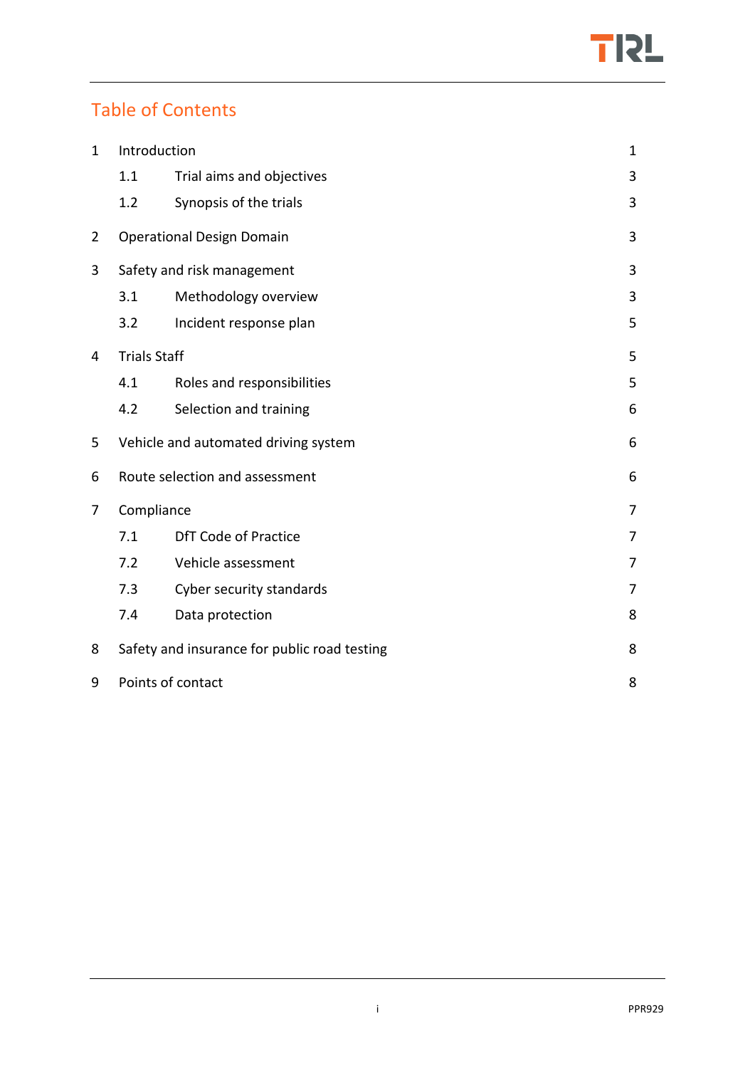# Table of Contents

| | | |
|---|---|---|
| 1 | Introduction | 1 |
| | 1.1 Trial aims and objectives | 3 |
| | 1.2 Synopsis of the trials | 3 |
| 2 | Operational Design Domain | 3 |
| 3 | Safety and risk management | 3 |
| | 3.1 Methodology overview | 3 |
| | 3.2 Incident response plan | 5 |
| 4 | Trials Staff | 5 |
| | 4.1 Roles and responsibilities | 5 |
| | 4.2 Selection and training | 6 |
| 5 | Vehicle and automated driving system | 6 |
| 6 | Route selection and assessment | 6 |
| 7 | Compliance | 7 |
| | 7.1 DfT Code of Practice | 7 |
| | 7.2 Vehicle assessment | 7 |
| | 7.3 Cyber security standards | 7 |
| | 7.4 Data protection | 8 |
| 8 | Safety and insurance for public road testing | 8 |
| 9 | Points of contact | 8 |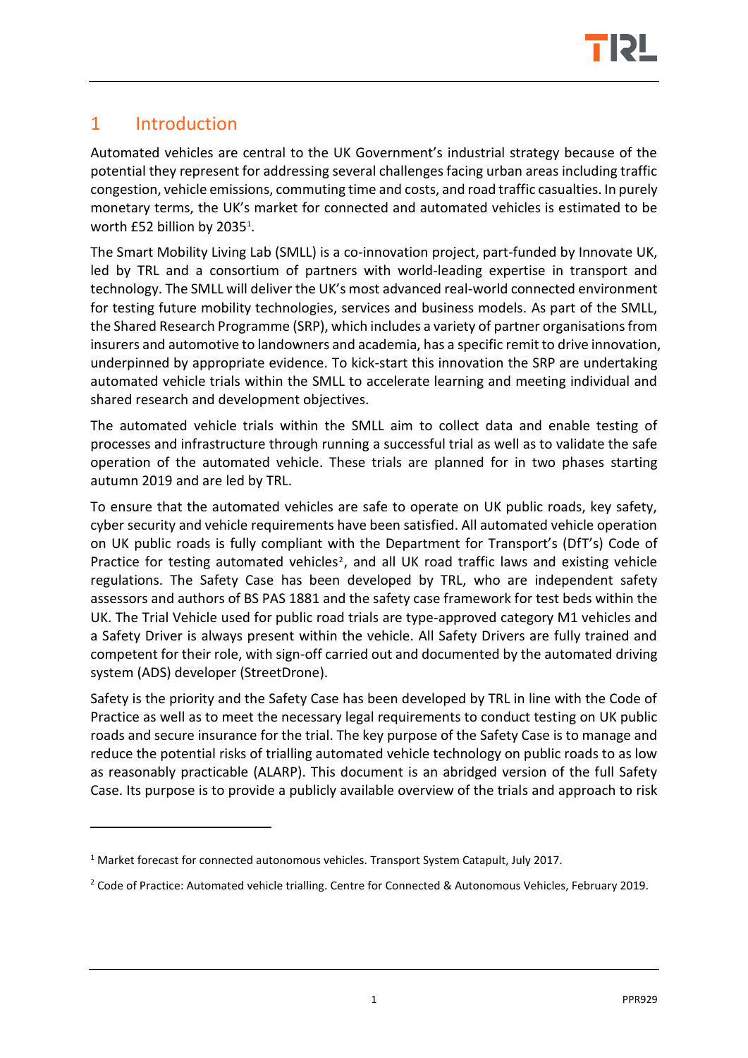# 1 Introduction

Automated vehicles are central to the UK Government's industrial strategy because of the potential they represent for addressing several challenges facing urban areas including traffic congestion, vehicle emissions, commuting time and costs, and road traffic casualties. In purely monetary terms, the UK's market for connected and automated vehicles is estimated to be worth £52 billion by 2035[1].

The Smart Mobility Living Lab (SMLL) is a co-innovation project, part-funded by Innovate UK, led by TRL and a consortium of partners with world-leading expertise in transport and technology. The SMLL will deliver the UK's most advanced real-world connected environment for testing future mobility technologies, services and business models. As part of the SMLL, the Shared Research Programme (SRP), which includes a variety of partner organisations from insurers and automotive to landowners and academia, has a specific remit to drive innovation, underpinned by appropriate evidence. To kick-start this innovation the SRP are undertaking automated vehicle trials within the SMLL to accelerate learning and meeting individual and shared research and development objectives.

The automated vehicle trials within the SMLL aim to collect data and enable testing of processes and infrastructure through running a successful trial as well as to validate the safe operation of the automated vehicle. These trials are planned for in two phases starting autumn 2019 and are led by TRL.

To ensure that the automated vehicles are safe to operate on UK public roads, key safety, cyber security and vehicle requirements have been satisfied. All automated vehicle operation on UK public roads is fully compliant with the Department for Transport's (DfT's) Code of Practice for testing automated vehicles[2], and all UK road traffic laws and existing vehicle regulations. The Safety Case has been developed by TRL, who are independent safety assessors and authors of BS PAS 1881 and the safety case framework for test beds within the UK. The Trial Vehicle used for public road trials are type-approved category M1 vehicles and a Safety Driver is always present within the vehicle. All Safety Drivers are fully trained and competent for their role, with sign-off carried out and documented by the automated driving system (ADS) developer (StreetDrone).

Safety is the priority and the Safety Case has been developed by TRL in line with the Code of Practice as well as to meet the necessary legal requirements to conduct testing on UK public roads and secure insurance for the trial. The key purpose of the Safety Case is to manage and reduce the potential risks of trialling automated vehicle technology on public roads to as low as reasonably practicable (ALARP). This document is an abridged version of the full Safety Case. Its purpose is to provide a publicly available overview of the trials and approach to risk

---

[1] Market forecast for connected autonomous vehicles. Transport System Catapult, July 2017.

[2] Code of Practice: Automated vehicle trialling. Centre for Connected & Autonomous Vehicles, February 2019.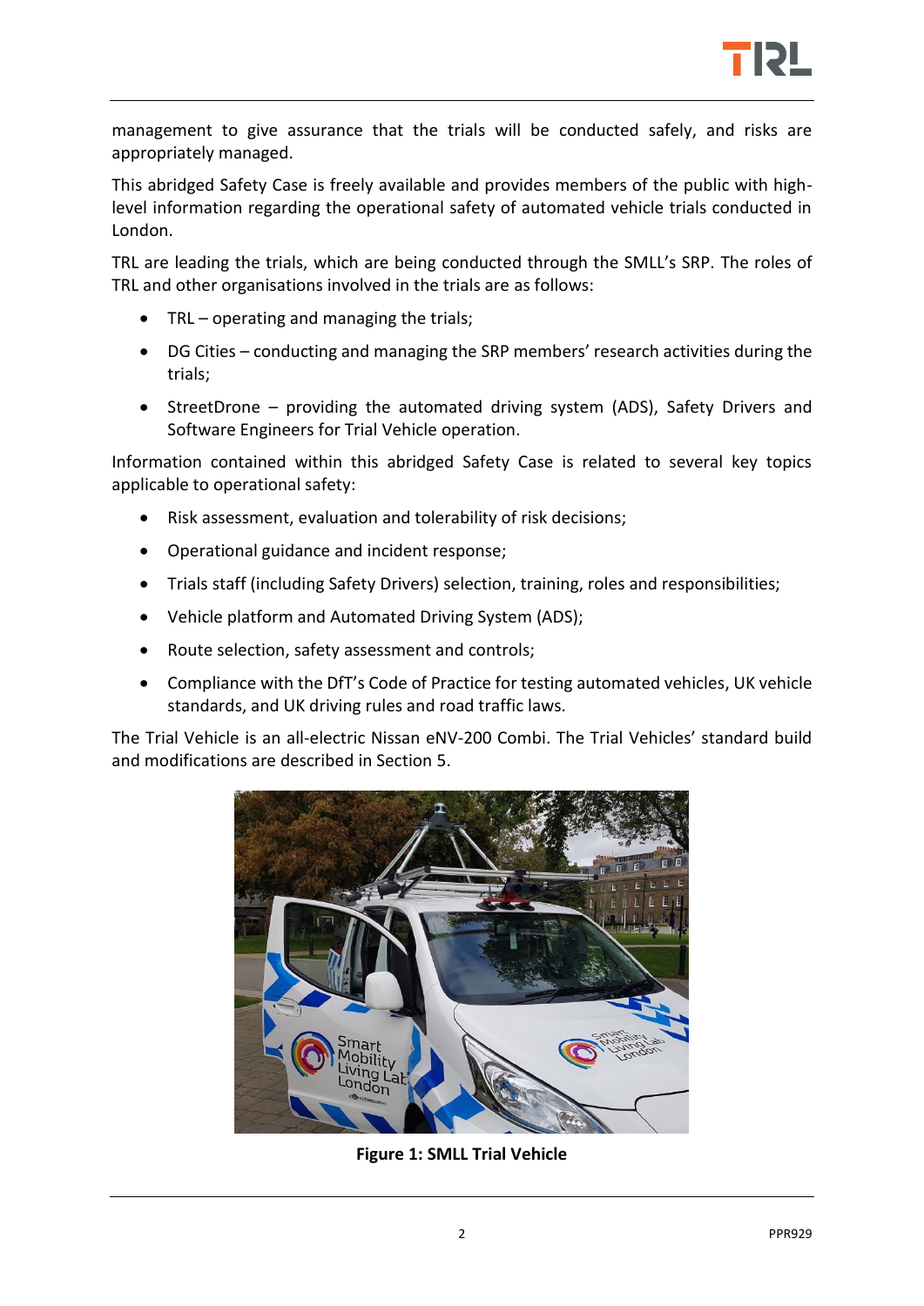management to give assurance that the trials will be conducted safely, and risks are appropriately managed.

This abridged Safety Case is freely available and provides members of the public with high-level information regarding the operational safety of automated vehicle trials conducted in London.

TRL are leading the trials, which are being conducted through the SMLL's SRP. The roles of TRL and other organisations involved in the trials are as follows:

- TRL – operating and managing the trials;
- DG Cities – conducting and managing the SRP members' research activities during the trials;
- StreetDrone – providing the automated driving system (ADS), Safety Drivers and Software Engineers for Trial Vehicle operation.

Information contained within this abridged Safety Case is related to several key topics applicable to operational safety:

- Risk assessment, evaluation and tolerability of risk decisions;
- Operational guidance and incident response;
- Trials staff (including Safety Drivers) selection, training, roles and responsibilities;
- Vehicle platform and Automated Driving System (ADS);
- Route selection, safety assessment and controls;
- Compliance with the DfT's Code of Practice for testing automated vehicles, UK vehicle standards, and UK driving rules and road traffic laws.

The Trial Vehicle is an all-electric Nissan eNV-200 Combi. The Trial Vehicles' standard build and modifications are described in Section 5.

**Figure 1: SMLL Trial Vehicle**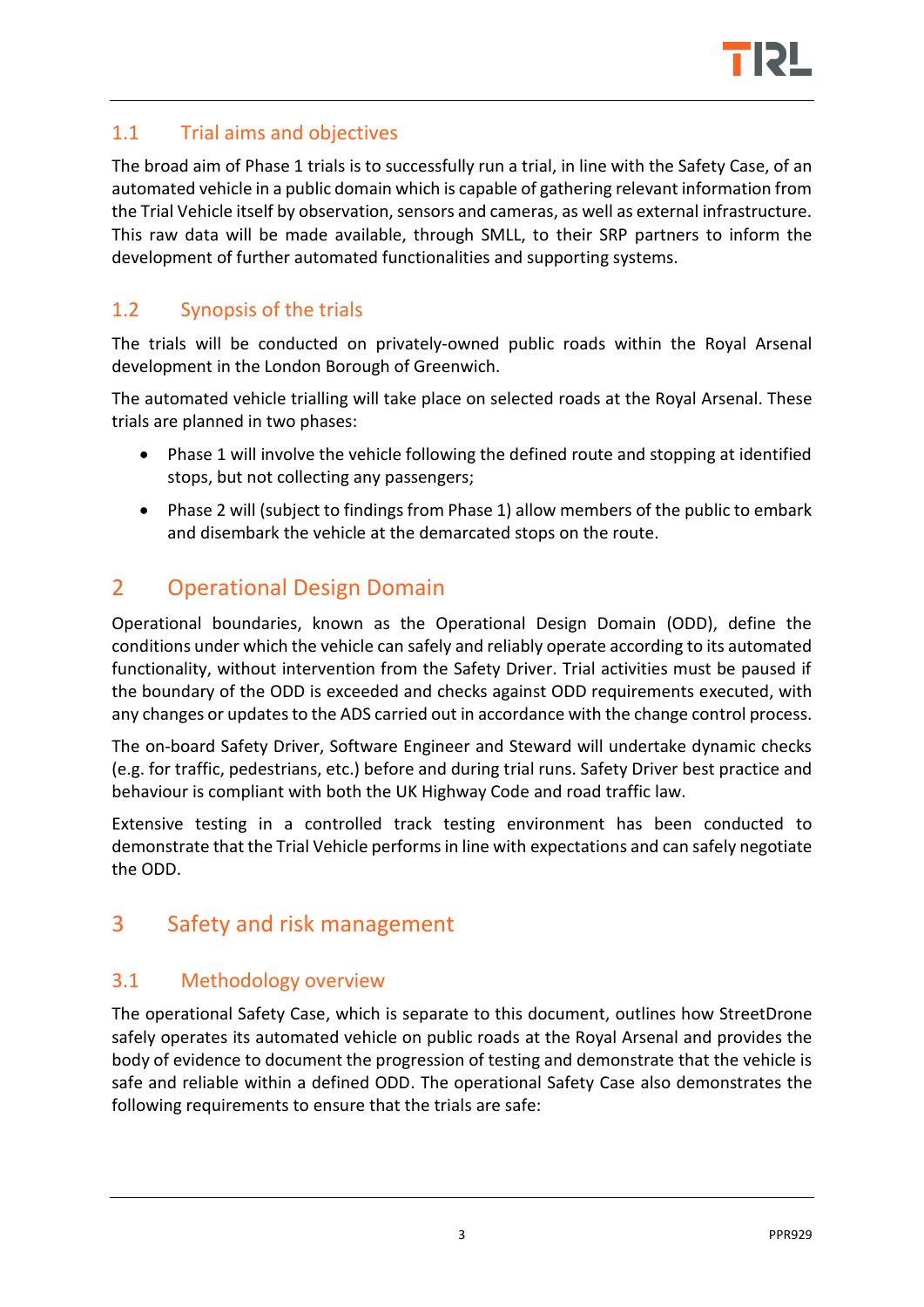## 1.1 Trial aims and objectives

The broad aim of Phase 1 trials is to successfully run a trial, in line with the Safety Case, of an automated vehicle in a public domain which is capable of gathering relevant information from the Trial Vehicle itself by observation, sensors and cameras, as well as external infrastructure. This raw data will be made available, through SMLL, to their SRP partners to inform the development of further automated functionalities and supporting systems.

## 1.2 Synopsis of the trials

The trials will be conducted on privately-owned public roads within the Royal Arsenal development in the London Borough of Greenwich.

The automated vehicle trialling will take place on selected roads at the Royal Arsenal. These trials are planned in two phases:

- Phase 1 will involve the vehicle following the defined route and stopping at identified stops, but not collecting any passengers;
- Phase 2 will (subject to findings from Phase 1) allow members of the public to embark and disembark the vehicle at the demarcated stops on the route.

# 2 Operational Design Domain

Operational boundaries, known as the Operational Design Domain (ODD), define the conditions under which the vehicle can safely and reliably operate according to its automated functionality, without intervention from the Safety Driver. Trial activities must be paused if the boundary of the ODD is exceeded and checks against ODD requirements executed, with any changes or updates to the ADS carried out in accordance with the change control process.

The on-board Safety Driver, Software Engineer and Steward will undertake dynamic checks (e.g. for traffic, pedestrians, etc.) before and during trial runs. Safety Driver best practice and behaviour is compliant with both the UK Highway Code and road traffic law.

Extensive testing in a controlled track testing environment has been conducted to demonstrate that the Trial Vehicle performs in line with expectations and can safely negotiate the ODD.

# 3 Safety and risk management

## 3.1 Methodology overview

The operational Safety Case, which is separate to this document, outlines how StreetDrone safely operates its automated vehicle on public roads at the Royal Arsenal and provides the body of evidence to document the progression of testing and demonstrate that the vehicle is safe and reliable within a defined ODD. The operational Safety Case also demonstrates the following requirements to ensure that the trials are safe: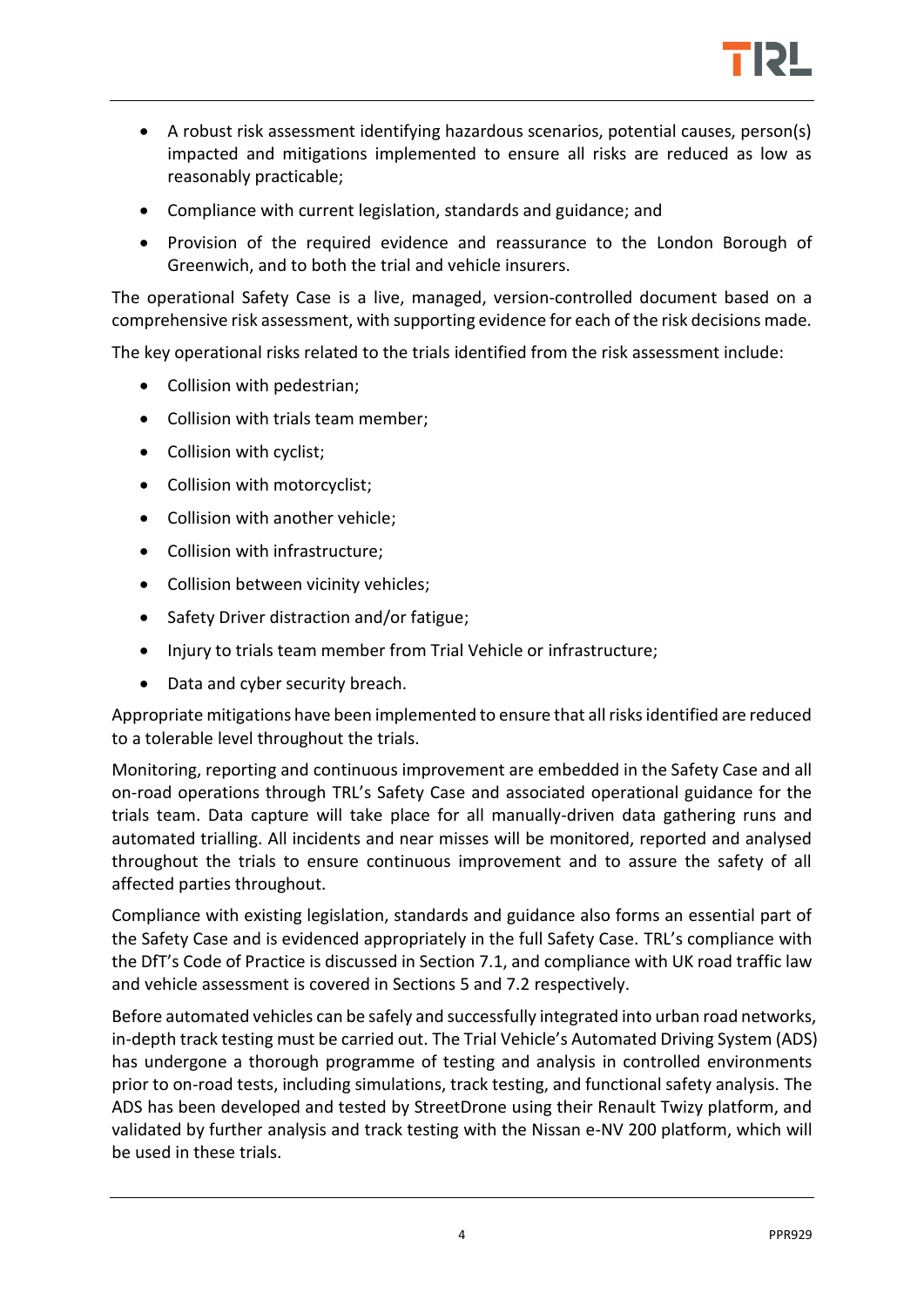- A robust risk assessment identifying hazardous scenarios, potential causes, person(s) impacted and mitigations implemented to ensure all risks are reduced as low as reasonably practicable;
- Compliance with current legislation, standards and guidance; and
- Provision of the required evidence and reassurance to the London Borough of Greenwich, and to both the trial and vehicle insurers.

The operational Safety Case is a live, managed, version-controlled document based on a comprehensive risk assessment, with supporting evidence for each of the risk decisions made.

The key operational risks related to the trials identified from the risk assessment include:

- Collision with pedestrian;
- Collision with trials team member;
- Collision with cyclist;
- Collision with motorcyclist;
- Collision with another vehicle;
- Collision with infrastructure;
- Collision between vicinity vehicles;
- Safety Driver distraction and/or fatigue;
- Injury to trials team member from Trial Vehicle or infrastructure;
- Data and cyber security breach.

Appropriate mitigations have been implemented to ensure that all risks identified are reduced to a tolerable level throughout the trials.

Monitoring, reporting and continuous improvement are embedded in the Safety Case and all on-road operations through TRL's Safety Case and associated operational guidance for the trials team. Data capture will take place for all manually-driven data gathering runs and automated trialling. All incidents and near misses will be monitored, reported and analysed throughout the trials to ensure continuous improvement and to assure the safety of all affected parties throughout.

Compliance with existing legislation, standards and guidance also forms an essential part of the Safety Case and is evidenced appropriately in the full Safety Case. TRL's compliance with the DfT's Code of Practice is discussed in Section 7.1, and compliance with UK road traffic law and vehicle assessment is covered in Sections 5 and 7.2 respectively.

Before automated vehicles can be safely and successfully integrated into urban road networks, in-depth track testing must be carried out. The Trial Vehicle's Automated Driving System (ADS) has undergone a thorough programme of testing and analysis in controlled environments prior to on-road tests, including simulations, track testing, and functional safety analysis. The ADS has been developed and tested by StreetDrone using their Renault Twizy platform, and validated by further analysis and track testing with the Nissan e-NV 200 platform, which will be used in these trials.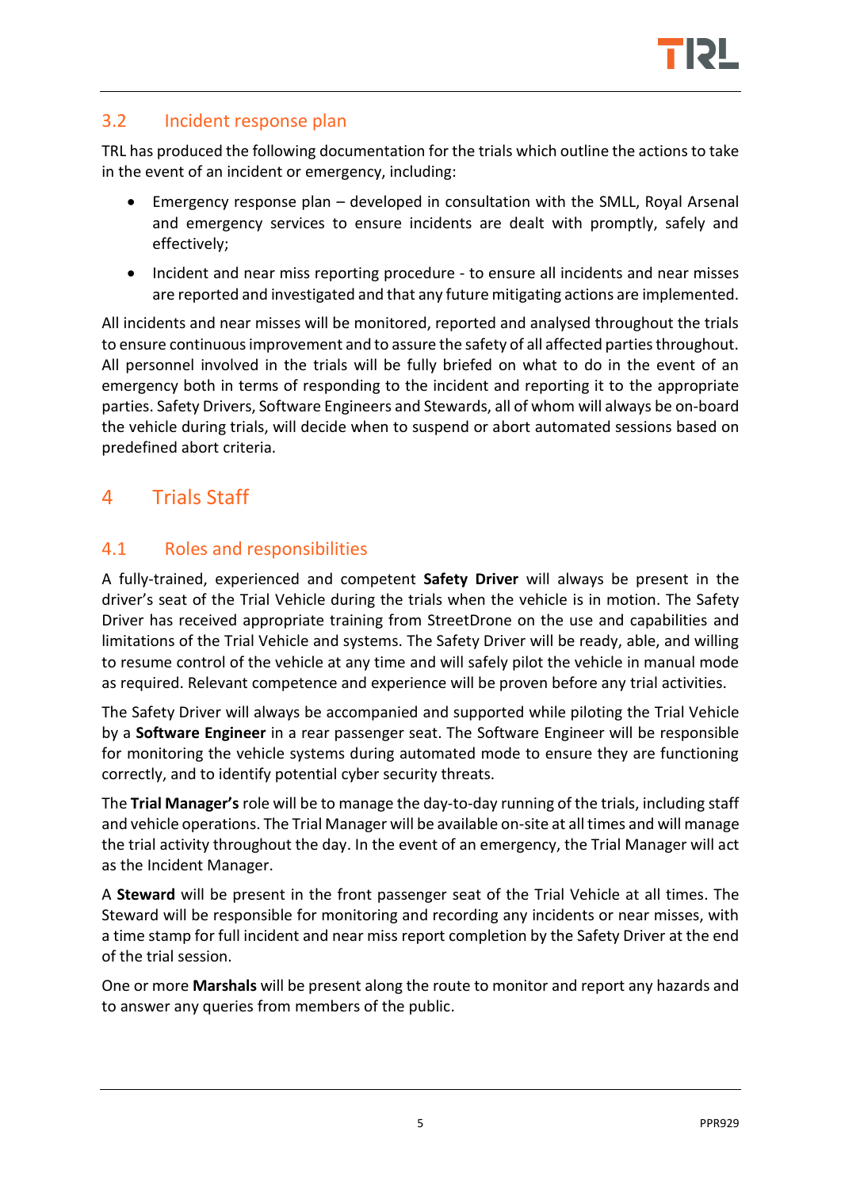## 3.2 Incident response plan

TRL has produced the following documentation for the trials which outline the actions to take in the event of an incident or emergency, including:

- Emergency response plan – developed in consultation with the SMLL, Royal Arsenal and emergency services to ensure incidents are dealt with promptly, safely and effectively;
- Incident and near miss reporting procedure - to ensure all incidents and near misses are reported and investigated and that any future mitigating actions are implemented.

All incidents and near misses will be monitored, reported and analysed throughout the trials to ensure continuous improvement and to assure the safety of all affected parties throughout. All personnel involved in the trials will be fully briefed on what to do in the event of an emergency both in terms of responding to the incident and reporting it to the appropriate parties. Safety Drivers, Software Engineers and Stewards, all of whom will always be on-board the vehicle during trials, will decide when to suspend or abort automated sessions based on predefined abort criteria.

# 4 Trials Staff

## 4.1 Roles and responsibilities

A fully-trained, experienced and competent **Safety Driver** will always be present in the driver's seat of the Trial Vehicle during the trials when the vehicle is in motion. The Safety Driver has received appropriate training from StreetDrone on the use and capabilities and limitations of the Trial Vehicle and systems. The Safety Driver will be ready, able, and willing to resume control of the vehicle at any time and will safely pilot the vehicle in manual mode as required. Relevant competence and experience will be proven before any trial activities.

The Safety Driver will always be accompanied and supported while piloting the Trial Vehicle by a **Software Engineer** in a rear passenger seat. The Software Engineer will be responsible for monitoring the vehicle systems during automated mode to ensure they are functioning correctly, and to identify potential cyber security threats.

The **Trial Manager's** role will be to manage the day-to-day running of the trials, including staff and vehicle operations. The Trial Manager will be available on-site at all times and will manage the trial activity throughout the day. In the event of an emergency, the Trial Manager will act as the Incident Manager.

A **Steward** will be present in the front passenger seat of the Trial Vehicle at all times. The Steward will be responsible for monitoring and recording any incidents or near misses, with a time stamp for full incident and near miss report completion by the Safety Driver at the end of the trial session.

One or more **Marshals** will be present along the route to monitor and report any hazards and to answer any queries from members of the public.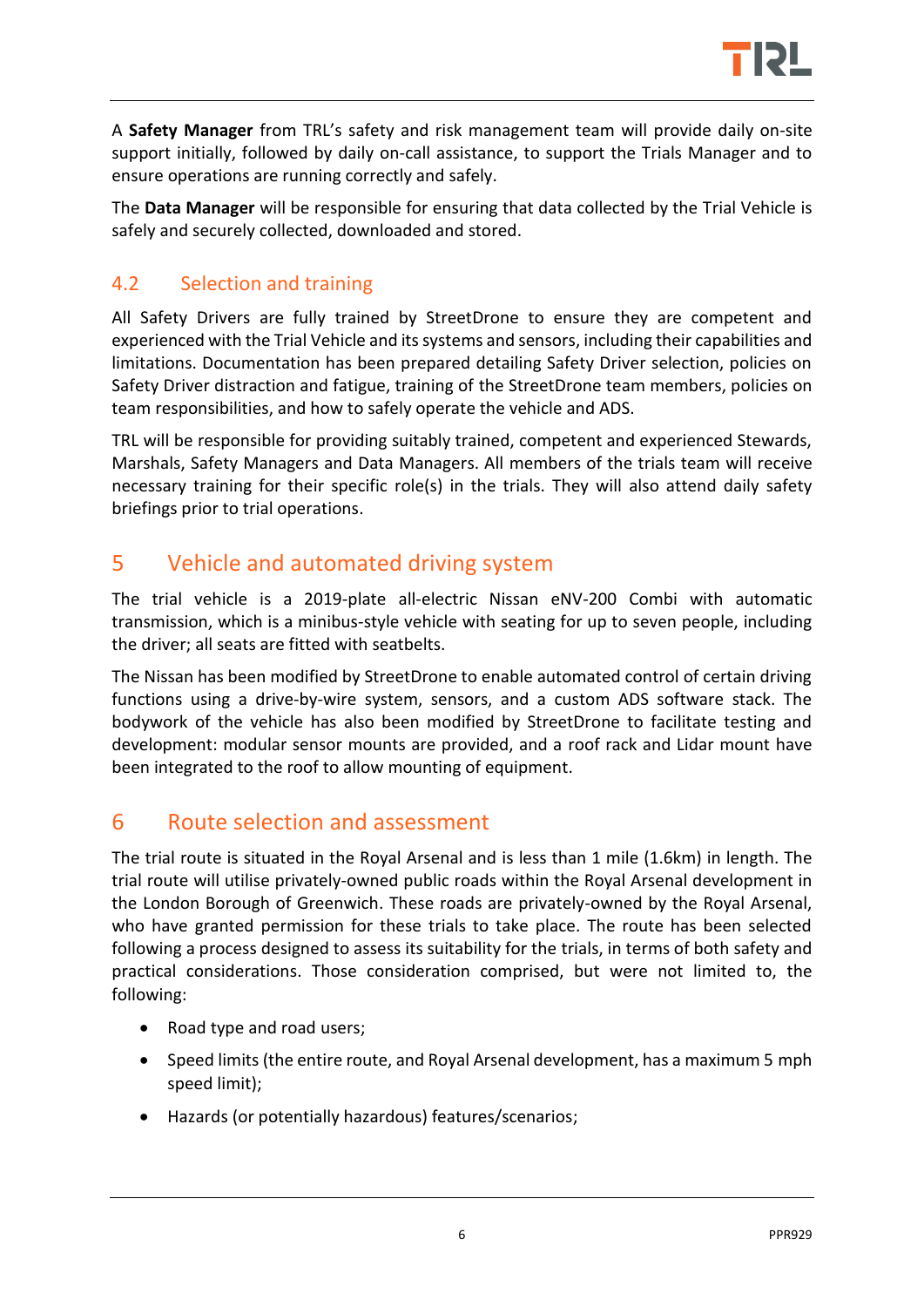A **Safety Manager** from TRL's safety and risk management team will provide daily on-site support initially, followed by daily on-call assistance, to support the Trials Manager and to ensure operations are running correctly and safely.

The **Data Manager** will be responsible for ensuring that data collected by the Trial Vehicle is safely and securely collected, downloaded and stored.

## 4.2 Selection and training

All Safety Drivers are fully trained by StreetDrone to ensure they are competent and experienced with the Trial Vehicle and its systems and sensors, including their capabilities and limitations. Documentation has been prepared detailing Safety Driver selection, policies on Safety Driver distraction and fatigue, training of the StreetDrone team members, policies on team responsibilities, and how to safely operate the vehicle and ADS.

TRL will be responsible for providing suitably trained, competent and experienced Stewards, Marshals, Safety Managers and Data Managers. All members of the trials team will receive necessary training for their specific role(s) in the trials. They will also attend daily safety briefings prior to trial operations.

# 5 Vehicle and automated driving system

The trial vehicle is a 2019-plate all-electric Nissan eNV-200 Combi with automatic transmission, which is a minibus-style vehicle with seating for up to seven people, including the driver; all seats are fitted with seatbelts.

The Nissan has been modified by StreetDrone to enable automated control of certain driving functions using a drive-by-wire system, sensors, and a custom ADS software stack. The bodywork of the vehicle has also been modified by StreetDrone to facilitate testing and development: modular sensor mounts are provided, and a roof rack and Lidar mount have been integrated to the roof to allow mounting of equipment.

# 6 Route selection and assessment

The trial route is situated in the Royal Arsenal and is less than 1 mile (1.6km) in length. The trial route will utilise privately-owned public roads within the Royal Arsenal development in the London Borough of Greenwich. These roads are privately-owned by the Royal Arsenal, who have granted permission for these trials to take place. The route has been selected following a process designed to assess its suitability for the trials, in terms of both safety and practical considerations. Those consideration comprised, but were not limited to, the following:

- Road type and road users;
- Speed limits (the entire route, and Royal Arsenal development, has a maximum 5 mph speed limit);
- Hazards (or potentially hazardous) features/scenarios;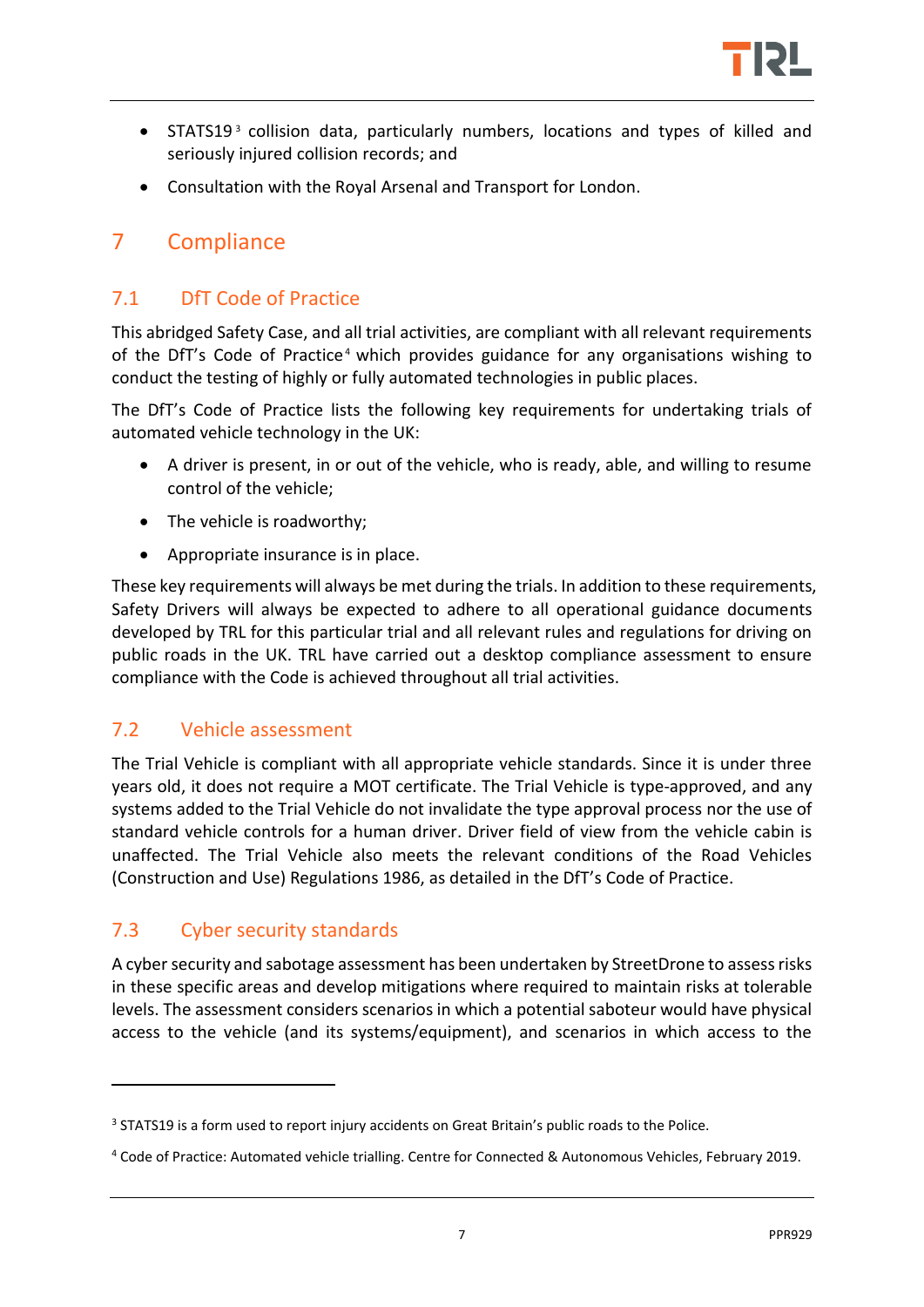- STATS19[3] collision data, particularly numbers, locations and types of killed and seriously injured collision records; and
- Consultation with the Royal Arsenal and Transport for London.

# 7 Compliance

## 7.1 DfT Code of Practice

This abridged Safety Case, and all trial activities, are compliant with all relevant requirements of the DfT's Code of Practice[4] which provides guidance for any organisations wishing to conduct the testing of highly or fully automated technologies in public places.

The DfT's Code of Practice lists the following key requirements for undertaking trials of automated vehicle technology in the UK:

- A driver is present, in or out of the vehicle, who is ready, able, and willing to resume control of the vehicle;
- The vehicle is roadworthy;
- Appropriate insurance is in place.

These key requirements will always be met during the trials. In addition to these requirements, Safety Drivers will always be expected to adhere to all operational guidance documents developed by TRL for this particular trial and all relevant rules and regulations for driving on public roads in the UK. TRL have carried out a desktop compliance assessment to ensure compliance with the Code is achieved throughout all trial activities.

## 7.2 Vehicle assessment

The Trial Vehicle is compliant with all appropriate vehicle standards. Since it is under three years old, it does not require a MOT certificate. The Trial Vehicle is type-approved, and any systems added to the Trial Vehicle do not invalidate the type approval process nor the use of standard vehicle controls for a human driver. Driver field of view from the vehicle cabin is unaffected. The Trial Vehicle also meets the relevant conditions of the Road Vehicles (Construction and Use) Regulations 1986, as detailed in the DfT's Code of Practice.

## 7.3 Cyber security standards

A cyber security and sabotage assessment has been undertaken by StreetDrone to assess risks in these specific areas and develop mitigations where required to maintain risks at tolerable levels. The assessment considers scenarios in which a potential saboteur would have physical access to the vehicle (and its systems/equipment), and scenarios in which access to the

[3] STATS19 is a form used to report injury accidents on Great Britain's public roads to the Police.

[4] Code of Practice: Automated vehicle trialling. Centre for Connected & Autonomous Vehicles, February 2019.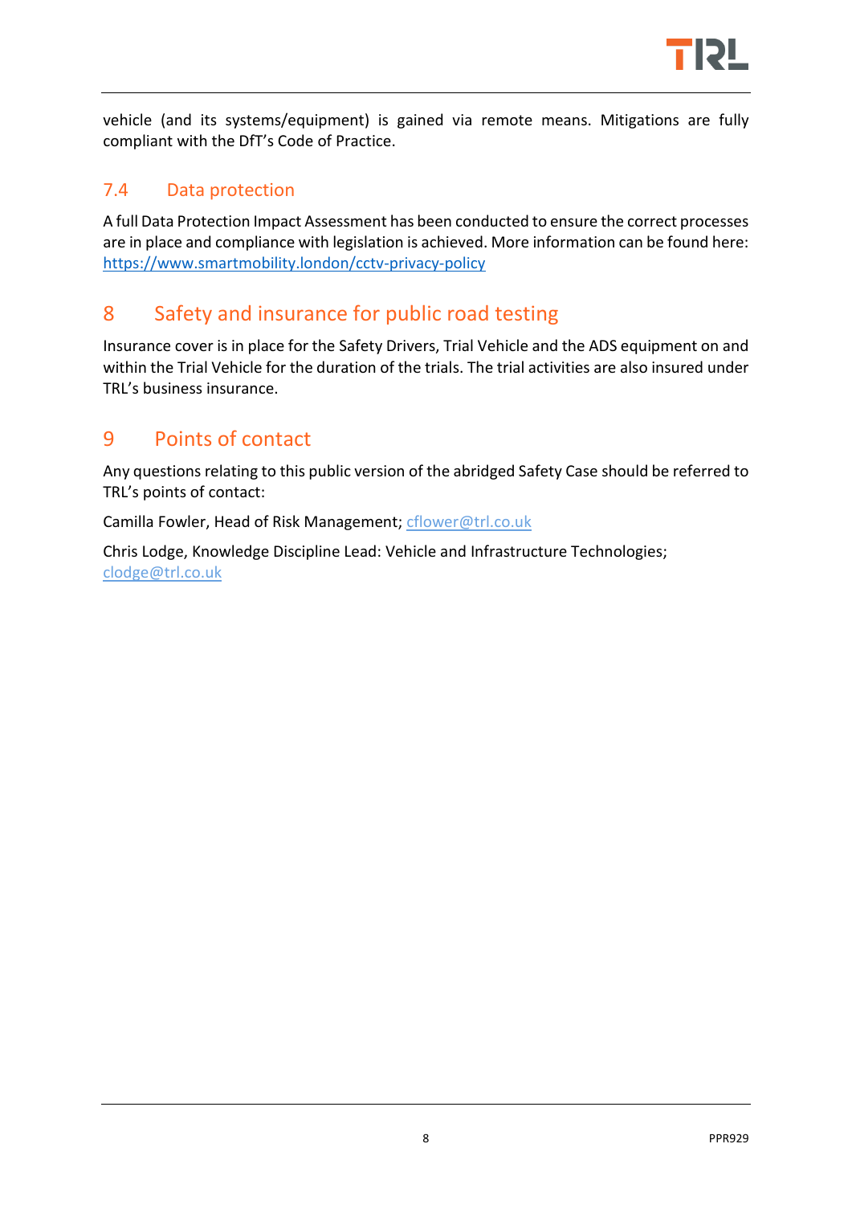vehicle (and its systems/equipment) is gained via remote means. Mitigations are fully compliant with the DfT's Code of Practice.

## 7.4 Data protection

A full Data Protection Impact Assessment has been conducted to ensure the correct processes are in place and compliance with legislation is achieved. More information can be found here: https://www.smartmobility.london/cctv-privacy-policy

# 8 Safety and insurance for public road testing

Insurance cover is in place for the Safety Drivers, Trial Vehicle and the ADS equipment on and within the Trial Vehicle for the duration of the trials. The trial activities are also insured under TRL's business insurance.

# 9 Points of contact

Any questions relating to this public version of the abridged Safety Case should be referred to TRL's points of contact:

Camilla Fowler, Head of Risk Management; cflower@trl.co.uk

Chris Lodge, Knowledge Discipline Lead: Vehicle and Infrastructure Technologies; clodge@trl.co.uk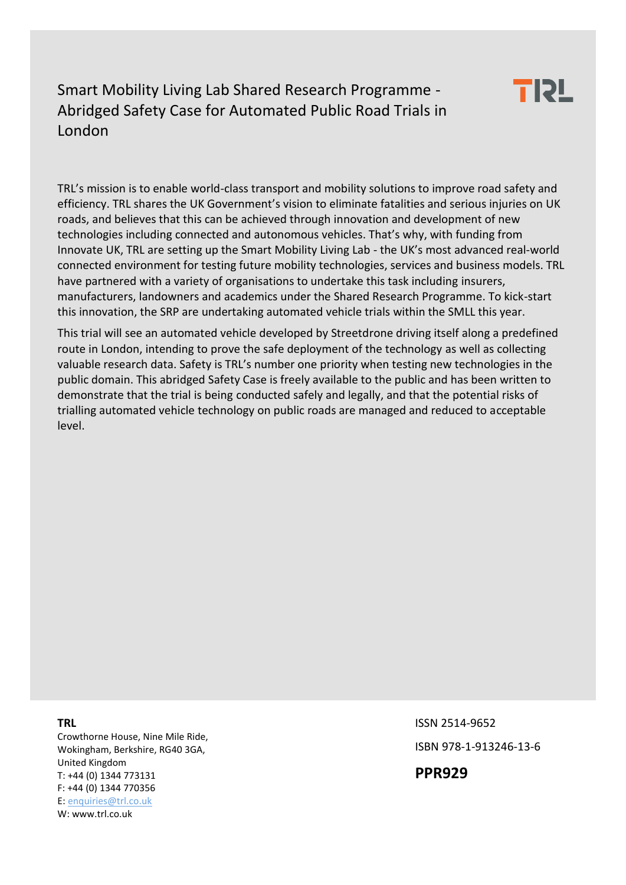# Smart Mobility Living Lab Shared Research Programme - Abridged Safety Case for Automated Public Road Trials in London

TRL's mission is to enable world-class transport and mobility solutions to improve road safety and efficiency. TRL shares the UK Government's vision to eliminate fatalities and serious injuries on UK roads, and believes that this can be achieved through innovation and development of new technologies including connected and autonomous vehicles. That's why, with funding from Innovate UK, TRL are setting up the Smart Mobility Living Lab - the UK's most advanced real-world connected environment for testing future mobility technologies, services and business models. TRL have partnered with a variety of organisations to undertake this task including insurers, manufacturers, landowners and academics under the Shared Research Programme. To kick-start this innovation, the SRP are undertaking automated vehicle trials within the SMLL this year.

This trial will see an automated vehicle developed by Streetdrone driving itself along a predefined route in London, intending to prove the safe deployment of the technology as well as collecting valuable research data. Safety is TRL's number one priority when testing new technologies in the public domain. This abridged Safety Case is freely available to the public and has been written to demonstrate that the trial is being conducted safely and legally, and that the potential risks of trialling automated vehicle technology on public roads are managed and reduced to acceptable level.

**TRL**
Crowthorne House, Nine Mile Ride,
Wokingham, Berkshire, RG40 3GA,
United Kingdom
T: +44 (0) 1344 773131
F: +44 (0) 1344 770356
E: enquiries@trl.co.uk
W: www.trl.co.uk

ISSN 2514-9652

ISBN 978-1-913246-13-6

**PPR929**